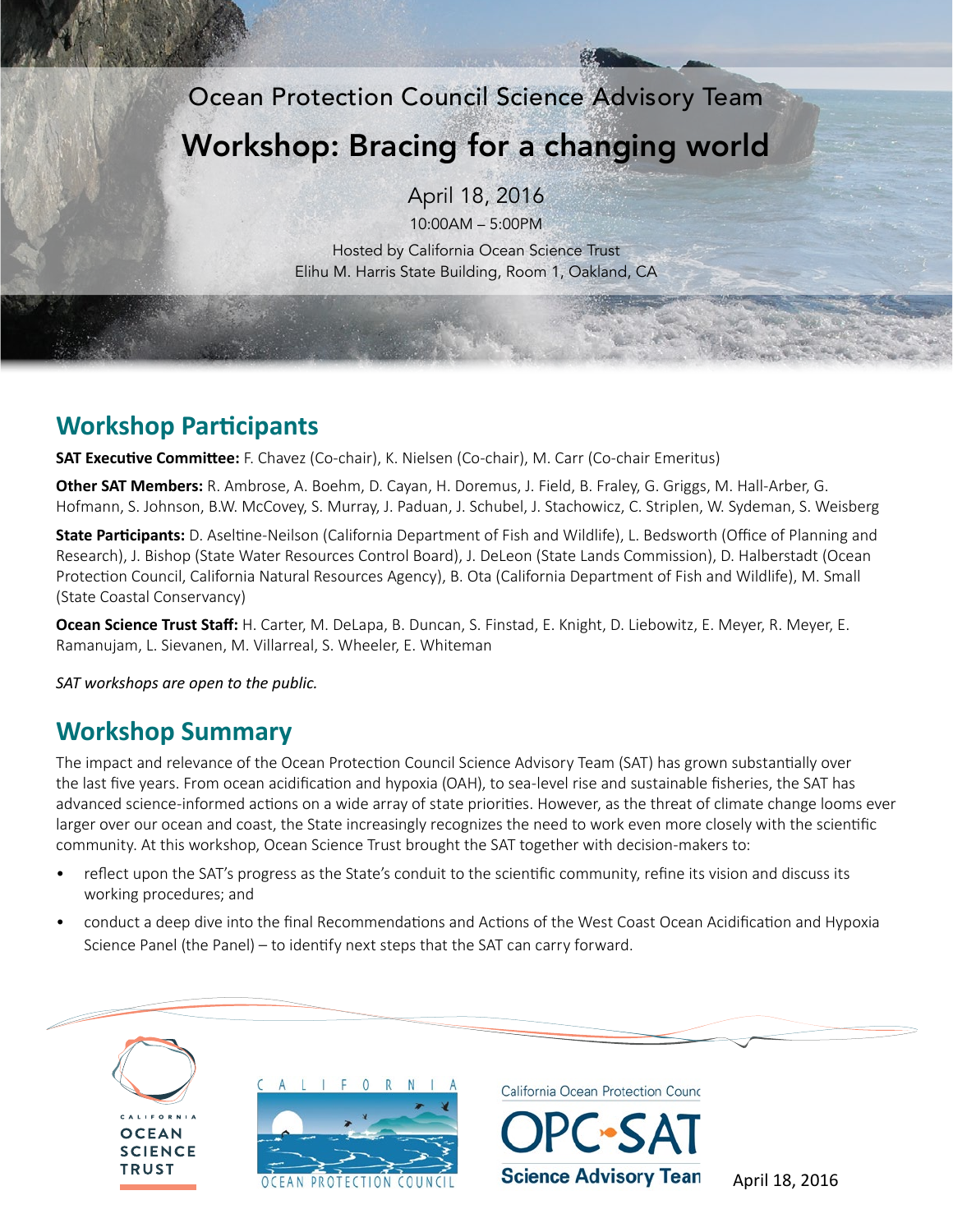Ocean Protection Council Science Advisory Team

# Workshop: Bracing for a changing world

April 18, 2016

10:00AM – 5:00PM

Hosted by California Ocean Science Trust

Elihu M. Harris State Building, Room 1, Oakland, CA

## Workshop Participants

**SAT Executive Committee:** F. Chavez (Co-chair), K. Nielsen (Co-chair), M. Carr (Co-chair Emeritus)

**Other SAT Members:** R. Ambrose, A. Boehm, D. Cayan, H. Doremus, J. Field, B. Fraley, G. Griggs, M. Hall-Arber, G. Hofmann, S. Johnson, B.W. McCovey, S. Murray, J. Paduan, J. Schubel, J. Stachowicz, C. Striplen, W. Sydeman, S. Weisberg

**State Participants:** D. Aseltine-Neilson (California Department of Fish and Wildlife), L. Bedsworth (Office of Planning and Research), J. Bishop (State Water Resources Control Board), J. DeLeon (State Lands Commission), D. Halberstadt (Ocean Protection Council, California Natural Resources Agency), B. Ota (California Department of Fish and Wildlife), M. Small (State Coastal Conservancy)

**Ocean Science Trust Staff:** H. Carter, M. DeLapa, B. Duncan, S. Finstad, E. Knight, D. Liebowitz, E. Meyer, R. Meyer, E. Ramanujam, L. Sievanen, M. Villarreal, S. Wheeler, E. Whiteman

*SAT workshops are open to the public.*

## Workshop Summary

The impact and relevance of the Ocean Protection Council Science Advisory Team (SAT) has grown substantially over the last five years. From ocean acidification and hypoxia (OAH), to sea-level rise and sustainable fisheries, the SAT has advanced science-informed actions on a wide array of state priorities. However, as the threat of climate change looms ever larger over our ocean and coast, the State increasingly recognizes the need to work even more closely with the scientific community. At this workshop, Ocean Science Trust brought the SAT together with decision-makers to:

- reflect upon the SAT's progress as the State's conduit to the scientific community, refine its vision and discuss its working procedures; and
- conduct a deep dive into the final Recommendations and Actions of the West Coast Ocean Acidification and Hypoxia Science Panel (the Panel) – to identify next steps that the SAT can carry forward.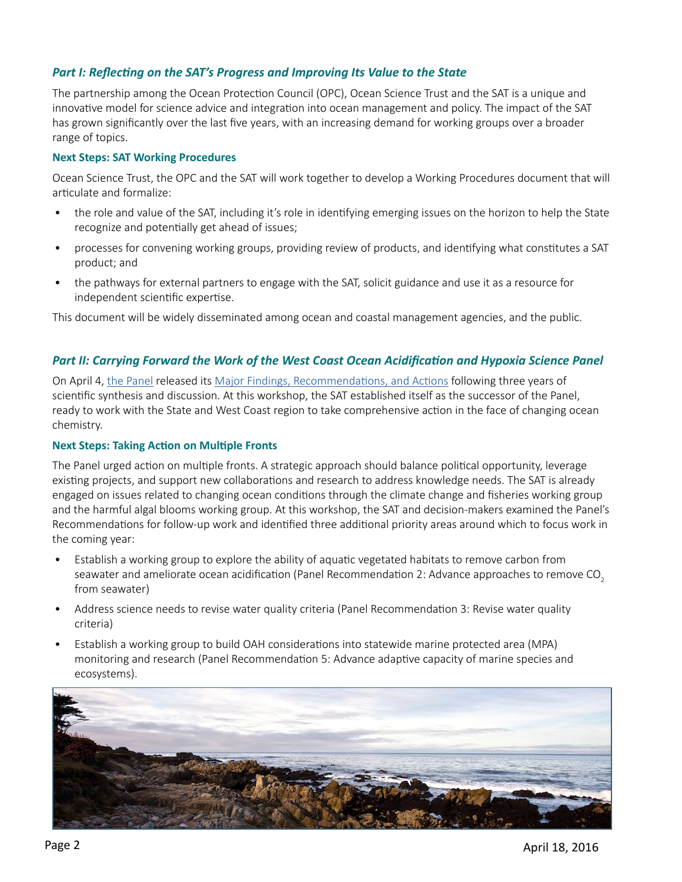### *Part I: Reflecting on the SAT's Progress and Improving Its Value to the State*

The partnership among the Ocean Protection Council (OPC), Ocean Science Trust and the SAT is a unique and innovative model for science advice and integration into ocean management and policy. The impact of the SAT has grown significantly over the last five years, with an increasing demand for working groups over a broader range of topics.

**Next Steps: SAT Working Procedures**

Ocean Science Trust, the OPC and the SAT will work together to develop a Working Procedures document that will articulate and formalize:

- the role and value of the SAT, including it's role in identifying emerging issues on the horizon to help the State recognize and potentially get ahead of issues;
- processes for convening working groups, providing review of products, and identifying what constitutes a SAT product; and
- the pathways for external partners to engage with the SAT, solicit guidance and use it as a resource for independent scientific expertise.

This document will be widely disseminated among ocean and coastal management agencies, and the public.

### *Part II: Carrying Forward the Work of the West Coast Ocean Acidification and Hypoxia Science Panel*

On April 4, the Panel released its Major Findings, Recommendations, and Actions following three years of scientific synthesis and discussion. At this workshop, the SAT established itself as the successor of the Panel, ready to work with the State and West Coast region to take comprehensive action in the face of changing ocean chemistry.

**Next Steps: Taking Action on Multiple Fronts**

The Panel urged action on multiple fronts. A strategic approach should balance political opportunity, leverage existing projects, and support new collaborations and research to address knowledge needs. The SAT is already engaged on issues related to changing ocean conditions through the climate change and fisheries working group and the harmful algal blooms working group. At this workshop, the SAT and decision-makers examined the Panel's Recommendations for follow-up work and identified three additional priority areas around which to focus work in the coming year:

- Establish a working group to explore the ability of aquatic vegetated habitats to remove carbon from seawater and ameliorate ocean acidification (Panel Recommendation 2: Advance approaches to remove $CO_2$ from seawater)
- Address science needs to revise water quality criteria (Panel Recommendation 3: Revise water quality criteria)
- Establish a working group to build OAH considerations into statewide marine protected area (MPA) monitoring and research (Panel Recommendation 5: Advance adaptive capacity of marine species and ecosystems).

April 18, 2016